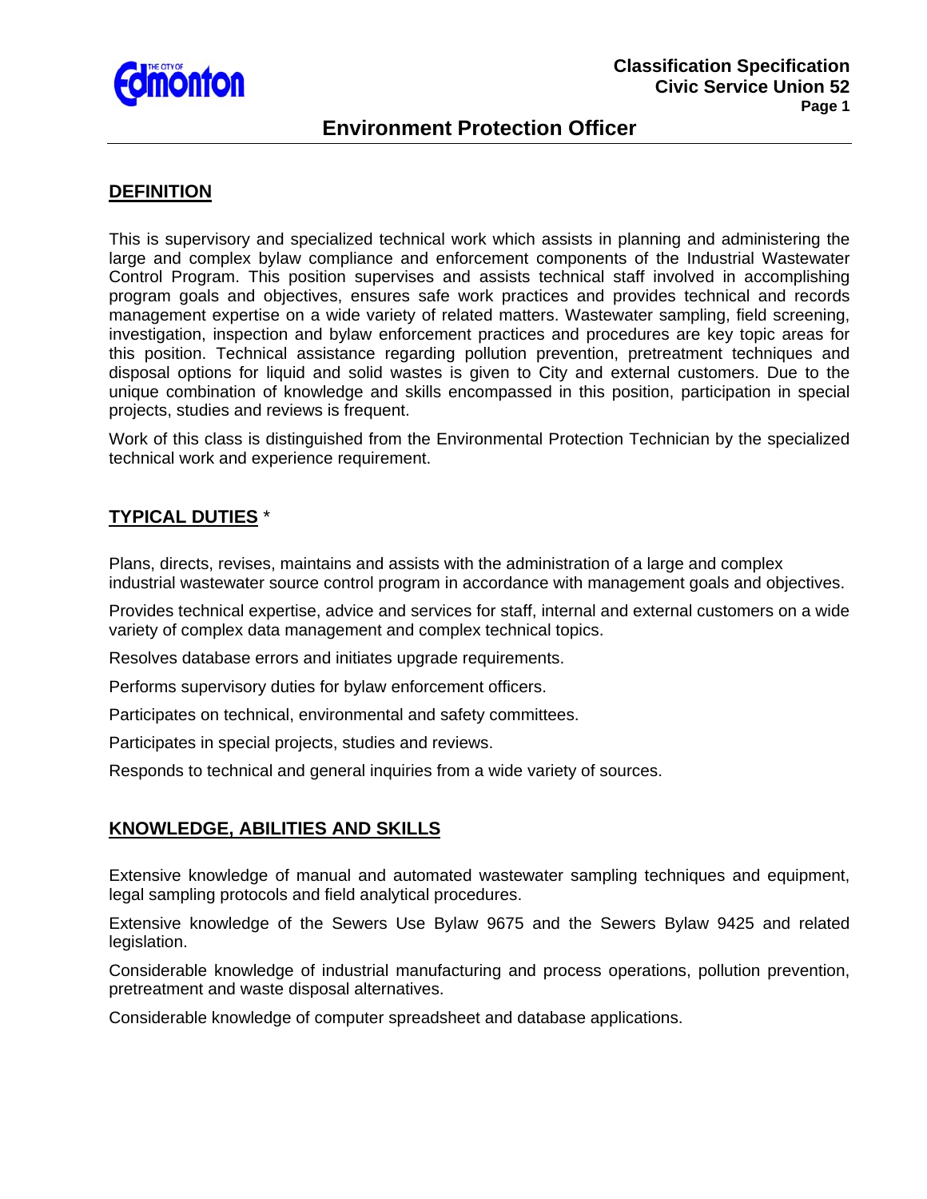# Environment Protection Officer

## DEFINITION

This is supervisory and specialized technical work which assists in planning and administering the large and complex bylaw compliance and enforcement components of the Industrial Wastewater Control Program. This position supervises and assists technical staff involved in accomplishing program goals and objectives, ensures safe work practices and provides technical and records management expertise on a wide variety of related matters. Wastewater sampling, field screening, investigation, inspection and bylaw enforcement practices and procedures are key topic areas for this position. Technical assistance regarding pollution prevention, pretreatment techniques and disposal options for liquid and solid wastes is given to City and external customers. Due to the unique combination of knowledge and skills encompassed in this position, participation in special projects, studies and reviews is frequent.

Work of this class is distinguished from the Environmental Protection Technician by the specialized technical work and experience requirement.

## TYPICAL DUTIES *

Plans, directs, revises, maintains and assists with the administration of a large and complex industrial wastewater source control program in accordance with management goals and objectives.

Provides technical expertise, advice and services for staff, internal and external customers on a wide variety of complex data management and complex technical topics.

Resolves database errors and initiates upgrade requirements.

Performs supervisory duties for bylaw enforcement officers.

Participates on technical, environmental and safety committees.

Participates in special projects, studies and reviews.

Responds to technical and general inquiries from a wide variety of sources.

## KNOWLEDGE, ABILITIES AND SKILLS

Extensive knowledge of manual and automated wastewater sampling techniques and equipment, legal sampling protocols and field analytical procedures.

Extensive knowledge of the Sewers Use Bylaw 9675 and the Sewers Bylaw 9425 and related legislation.

Considerable knowledge of industrial manufacturing and process operations, pollution prevention, pretreatment and waste disposal alternatives.

Considerable knowledge of computer spreadsheet and database applications.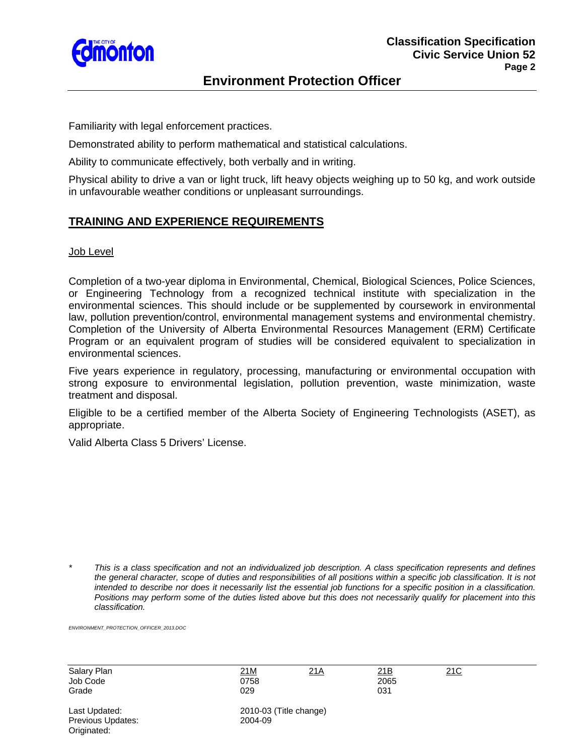Familiarity with legal enforcement practices.

Demonstrated ability to perform mathematical and statistical calculations.

Ability to communicate effectively, both verbally and in writing.

Physical ability to drive a van or light truck, lift heavy objects weighing up to 50 kg, and work outside in unfavourable weather conditions or unpleasant surroundings.

## TRAINING AND EXPERIENCE REQUIREMENTS

Job Level

Completion of a two-year diploma in Environmental, Chemical, Biological Sciences, Police Sciences, or Engineering Technology from a recognized technical institute with specialization in the environmental sciences. This should include or be supplemented by coursework in environmental law, pollution prevention/control, environmental management systems and environmental chemistry. Completion of the University of Alberta Environmental Resources Management (ERM) Certificate Program or an equivalent program of studies will be considered equivalent to specialization in environmental sciences.

Five years experience in regulatory, processing, manufacturing or environmental occupation with strong exposure to environmental legislation, pollution prevention, waste minimization, waste treatment and disposal.

Eligible to be a certified member of the Alberta Society of Engineering Technologists (ASET), as appropriate.

Valid Alberta Class 5 Drivers' License.

\* *This is a class specification and not an individualized job description. A class specification represents and defines the general character, scope of duties and responsibilities of all positions within a specific job classification. It is not intended to describe nor does it necessarily list the essential job functions for a specific position in a classification. Positions may perform some of the duties listed above but this does not necessarily qualify for placement into this classification.*

*ENVIRONMENT_PROTECTION_OFFICER_2013.DOC*

| | | | | |
|---|---|---|---|---|
| Salary Plan | 21M | 21A | 21B | 21C |
| Job Code | 0758 | | 2065 | |
| Grade | 029 | | 031 | |

| | |
|---|---|
| Last Updated: | 2010-03 (Title change) |
| Previous Updates: | 2004-09 |
| Originated: | |